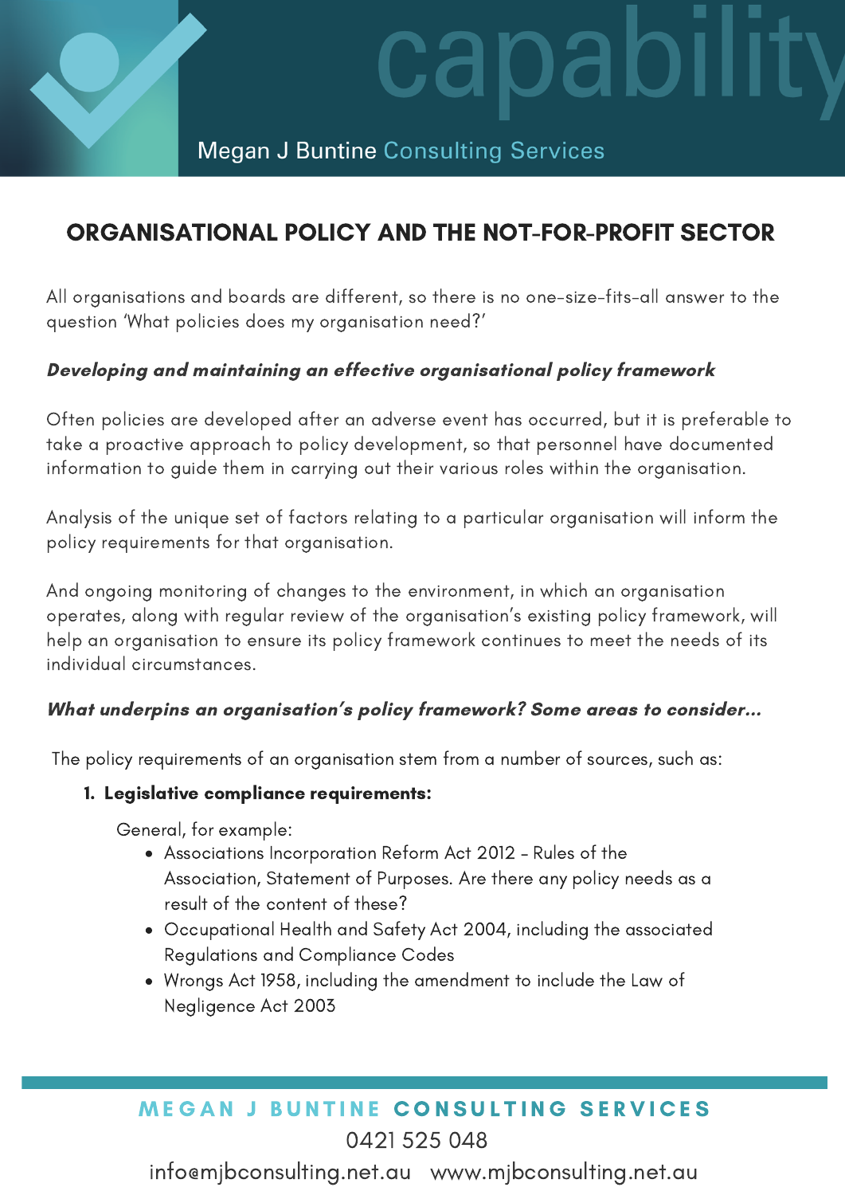# ORGANISATIONAL POLICY AND THE NOT-FOR-PROFIT SECTOR

All organisations and boards are different, so there is no one-size-fits-all answer to the question 'What policies does my organisation need?'

***Developing and maintaining an effective organisational policy framework***

Often policies are developed after an adverse event has occurred, but it is preferable to take a proactive approach to policy development, so that personnel have documented information to guide them in carrying out their various roles within the organisation.

Analysis of the unique set of factors relating to a particular organisation will inform the policy requirements for that organisation.

And ongoing monitoring of changes to the environment, in which an organisation operates, along with regular review of the organisation's existing policy framework, will help an organisation to ensure its policy framework continues to meet the needs of its individual circumstances.

***What underpins an organisation's policy framework? Some areas to consider...***

The policy requirements of an organisation stem from a number of sources, such as:

1. **Legislative compliance requirements:**

   General, for example:

   - Associations Incorporation Reform Act 2012 - Rules of the Association, Statement of Purposes. Are there any policy needs as a result of the content of these?
   - Occupational Health and Safety Act 2004, including the associated Regulations and Compliance Codes
   - Wrongs Act 1958, including the amendment to include the Law of Negligence Act 2003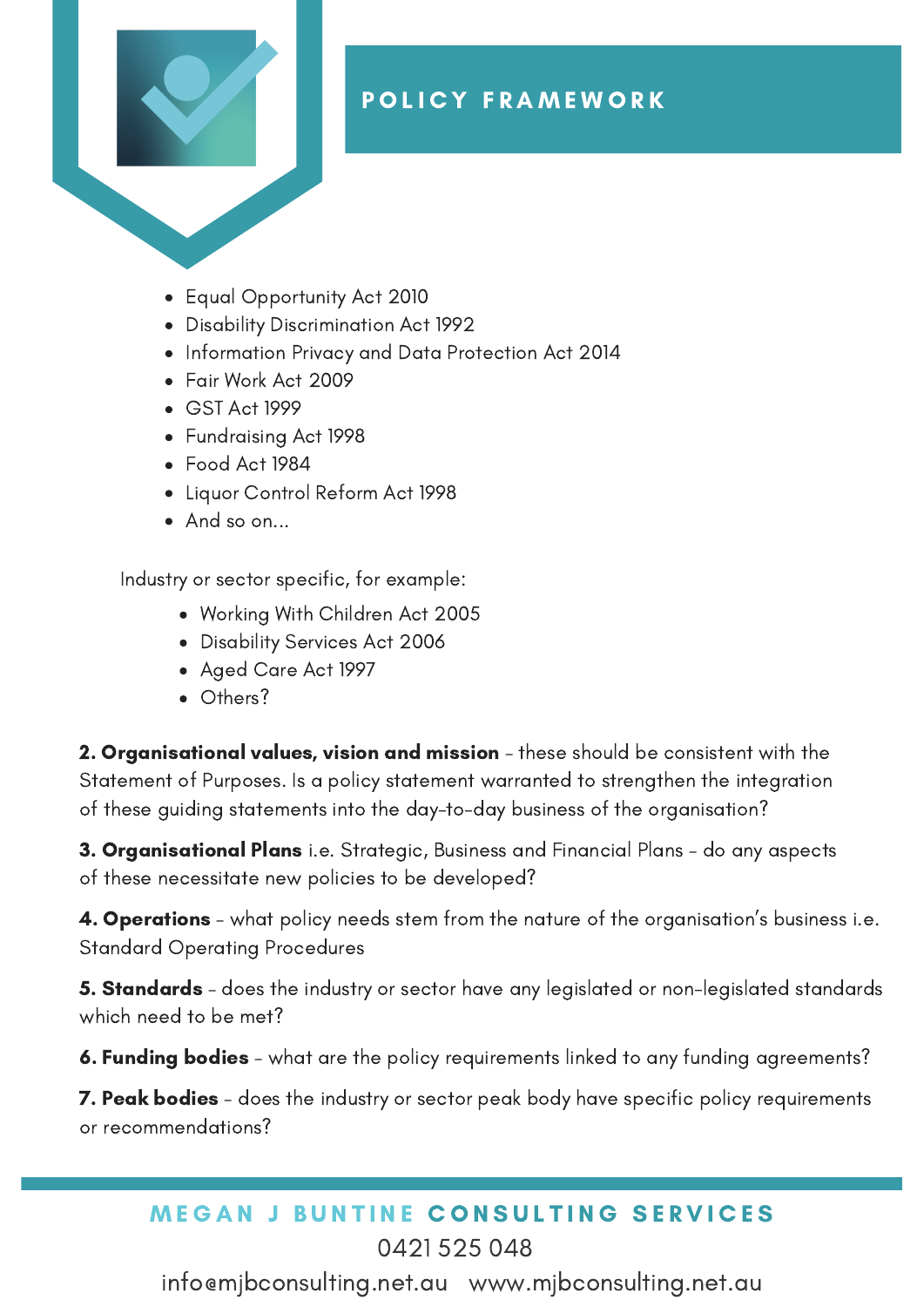## POLICY FRAMEWORK

- Equal Opportunity Act 2010
- Disability Discrimination Act 1992
- Information Privacy and Data Protection Act 2014
- Fair Work Act 2009
- GST Act 1999
- Fundraising Act 1998
- Food Act 1984
- Liquor Control Reform Act 1998
- And so on...

Industry or sector specific, for example:

- Working With Children Act 2005
- Disability Services Act 2006
- Aged Care Act 1997
- Others?

**2. Organisational values, vision and mission** - these should be consistent with the Statement of Purposes. Is a policy statement warranted to strengthen the integration of these guiding statements into the day-to-day business of the organisation?

**3. Organisational Plans** i.e. Strategic, Business and Financial Plans - do any aspects of these necessitate new policies to be developed?

**4. Operations** - what policy needs stem from the nature of the organisation's business i.e. Standard Operating Procedures

**5. Standards** - does the industry or sector have any legislated or non-legislated standards which need to be met?

**6. Funding bodies** - what are the policy requirements linked to any funding agreements?

**7. Peak bodies** - does the industry or sector peak body have specific policy requirements or recommendations?

MEGAN J BUNTINE CONSULTING SERVICES
0421 525 048
info@mjbconsulting.net.au www.mjbconsulting.net.au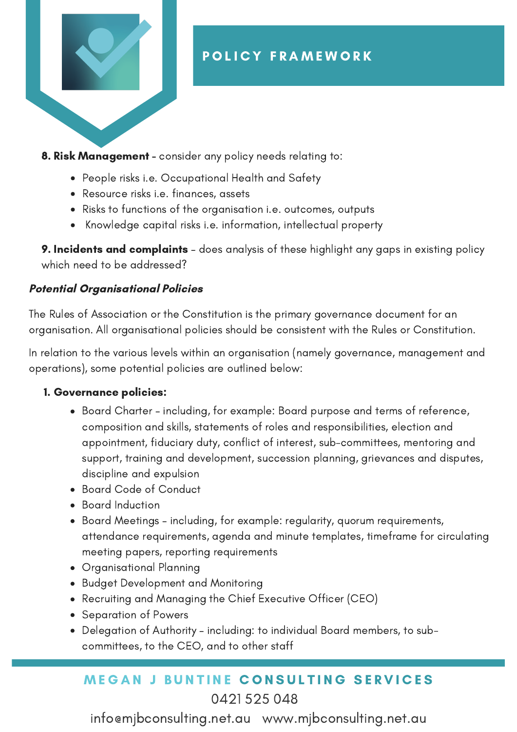8. **Risk Management** - consider any policy needs relating to:

- People risks i.e. Occupational Health and Safety
- Resource risks i.e. finances, assets
- Risks to functions of the organisation i.e. outcomes, outputs
- Knowledge capital risks i.e. information, intellectual property

9. **Incidents and complaints** - does analysis of these highlight any gaps in existing policy which need to be addressed?

***Potential Organisational Policies***

The Rules of Association or the Constitution is the primary governance document for an organisation. All organisational policies should be consistent with the Rules or Constitution.

In relation to the various levels within an organisation (namely governance, management and operations), some potential policies are outlined below:

1. **Governance policies:**
    - Board Charter - including, for example: Board purpose and terms of reference, composition and skills, statements of roles and responsibilities, election and appointment, fiduciary duty, conflict of interest, sub-committees, mentoring and support, training and development, succession planning, grievances and disputes, discipline and expulsion
    - Board Code of Conduct
    - Board Induction
    - Board Meetings - including, for example: regularity, quorum requirements, attendance requirements, agenda and minute templates, timeframe for circulating meeting papers, reporting requirements
    - Organisational Planning
    - Budget Development and Monitoring
    - Recruiting and Managing the Chief Executive Officer (CEO)
    - Separation of Powers
    - Delegation of Authority - including: to individual Board members, to sub-committees, to the CEO, and to other staff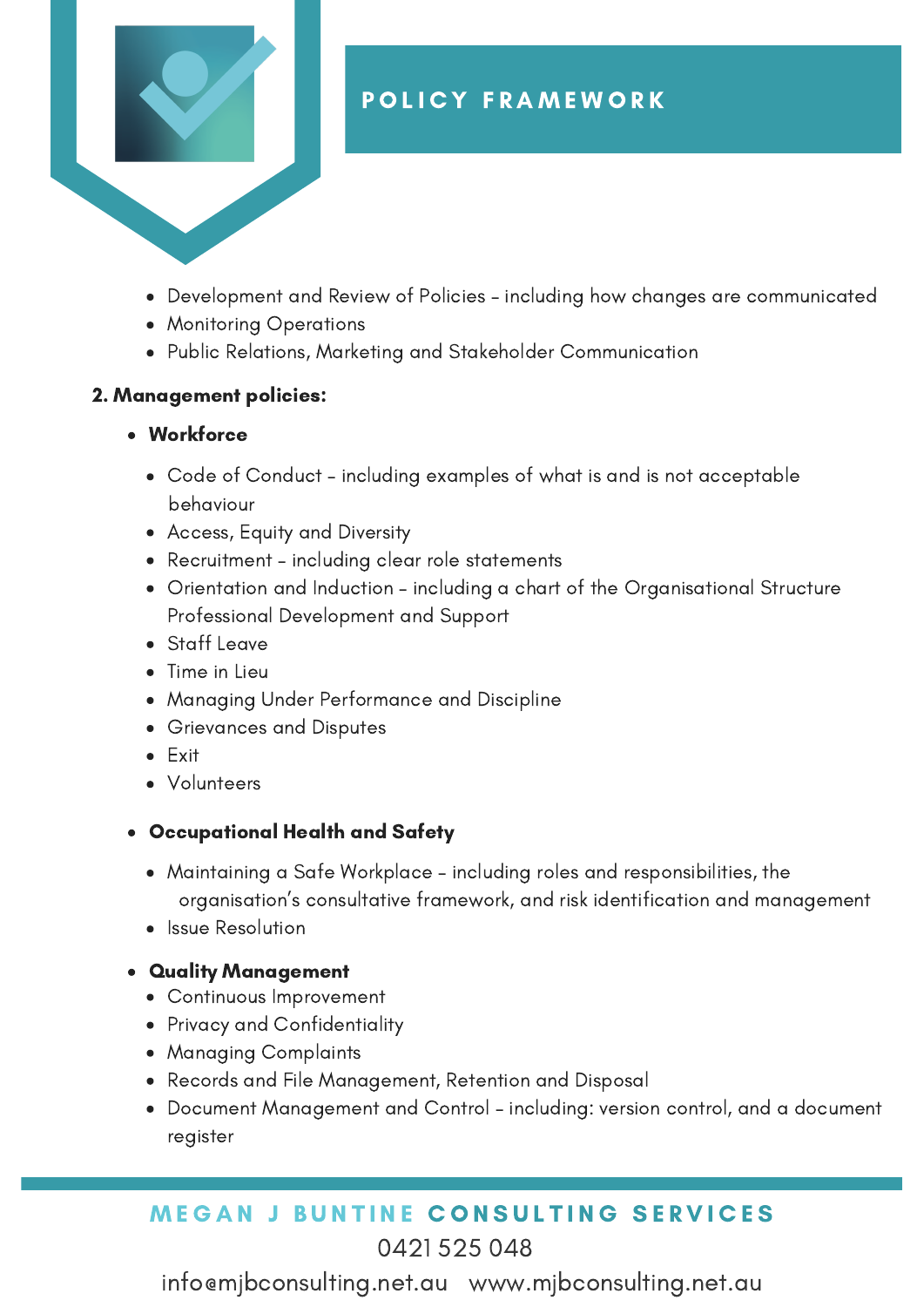# POLICY FRAMEWORK

- Development and Review of Policies – including how changes are communicated
- Monitoring Operations
- Public Relations, Marketing and Stakeholder Communication

**2. Management policies:**

- **Workforce**
  - Code of Conduct – including examples of what is and is not acceptable behaviour
  - Access, Equity and Diversity
  - Recruitment – including clear role statements
  - Orientation and Induction – including a chart of the Organisational Structure Professional Development and Support
  - Staff Leave
  - Time in Lieu
  - Managing Under Performance and Discipline
  - Grievances and Disputes
  - Exit
  - Volunteers

- **Occupational Health and Safety**
  - Maintaining a Safe Workplace – including roles and responsibilities, the organisation's consultative framework, and risk identification and management
  - Issue Resolution

- **Quality Management**
  - Continuous Improvement
  - Privacy and Confidentiality
  - Managing Complaints
  - Records and File Management, Retention and Disposal
  - Document Management and Control – including: version control, and a document register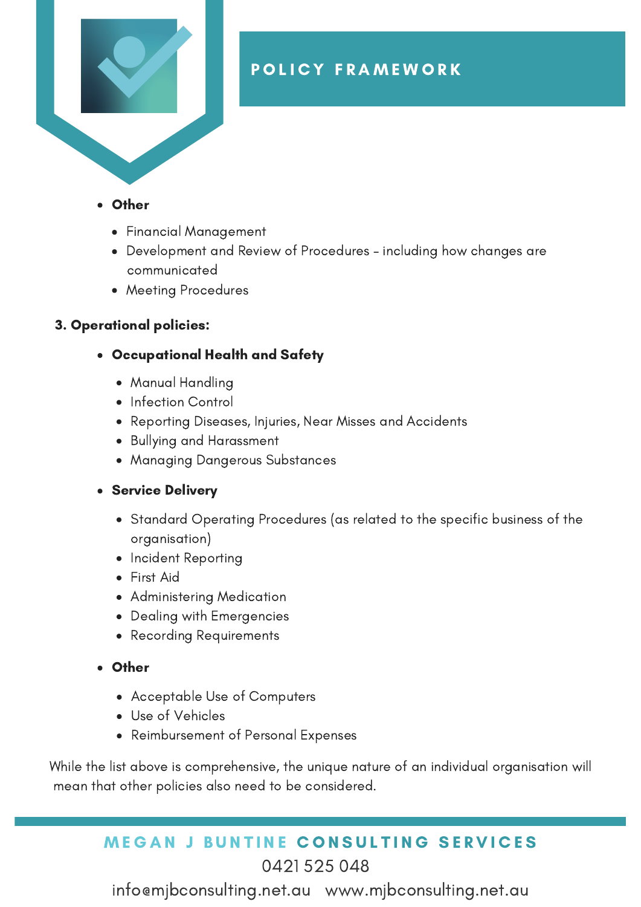## POLICY FRAMEWORK

- **Other**
  - Financial Management
  - Development and Review of Procedures – including how changes are communicated
  - Meeting Procedures

**3. Operational policies:**

- **Occupational Health and Safety**
  - Manual Handling
  - Infection Control
  - Reporting Diseases, Injuries, Near Misses and Accidents
  - Bullying and Harassment
  - Managing Dangerous Substances
- **Service Delivery**
  - Standard Operating Procedures (as related to the specific business of the organisation)
  - Incident Reporting
  - First Aid
  - Administering Medication
  - Dealing with Emergencies
  - Recording Requirements
- **Other**
  - Acceptable Use of Computers
  - Use of Vehicles
  - Reimbursement of Personal Expenses

While the list above is comprehensive, the unique nature of an individual organisation will mean that other policies also need to be considered.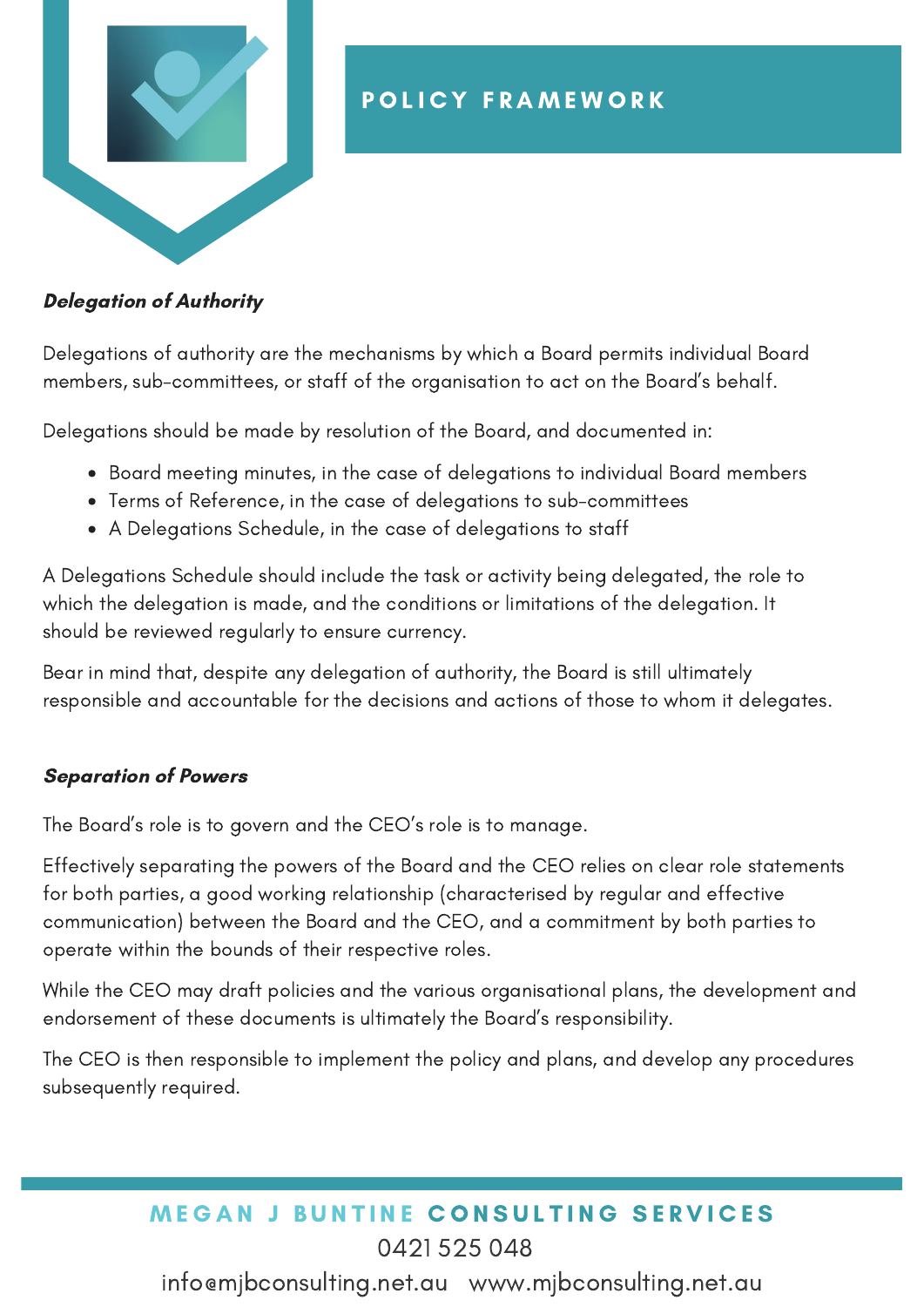# POLICY FRAMEWORK

***Delegation of Authority***

Delegations of authority are the mechanisms by which a Board permits individual Board members, sub-committees, or staff of the organisation to act on the Board's behalf.

Delegations should be made by resolution of the Board, and documented in:

- Board meeting minutes, in the case of delegations to individual Board members
- Terms of Reference, in the case of delegations to sub-committees
- A Delegations Schedule, in the case of delegations to staff

A Delegations Schedule should include the task or activity being delegated, the role to which the delegation is made, and the conditions or limitations of the delegation. It should be reviewed regularly to ensure currency.

Bear in mind that, despite any delegation of authority, the Board is still ultimately responsible and accountable for the decisions and actions of those to whom it delegates.

***Separation of Powers***

The Board's role is to govern and the CEO's role is to manage.

Effectively separating the powers of the Board and the CEO relies on clear role statements for both parties, a good working relationship (characterised by regular and effective communication) between the Board and the CEO, and a commitment by both parties to operate within the bounds of their respective roles.

While the CEO may draft policies and the various organisational plans, the development and endorsement of these documents is ultimately the Board's responsibility.

The CEO is then responsible to implement the policy and plans, and develop any procedures subsequently required.